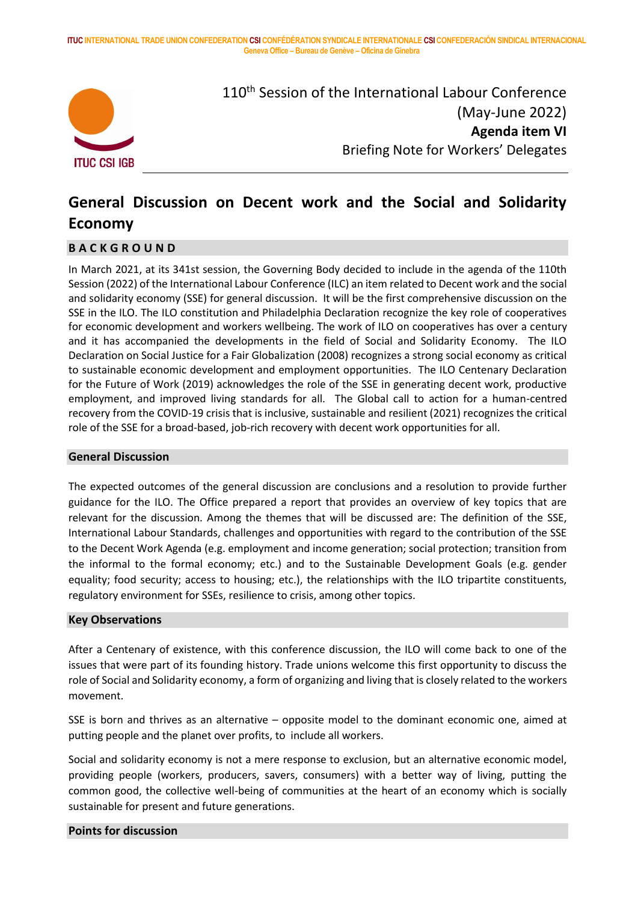ITUC INTERNATIONAL TRADE UNION CONFEDERATION CSI CONFÉDÉRATION SYNDICALE INTERNATIONALE CSI CONFEDERACIÓN SINDICAL INTERNACIONAL
Geneva Office – Bureau de Genève – Oficina de Ginebra

ITUC CSI IGB

110th Session of the International Labour Conference (May-June 2022)
**Agenda item VI**
Briefing Note for Workers' Delegates

# General Discussion on Decent work and the Social and Solidarity Economy

## BACKGROUND

In March 2021, at its 341st session, the Governing Body decided to include in the agenda of the 110th Session (2022) of the International Labour Conference (ILC) an item related to Decent work and the social and solidarity economy (SSE) for general discussion. It will be the first comprehensive discussion on the SSE in the ILO. The ILO constitution and Philadelphia Declaration recognize the key role of cooperatives for economic development and workers wellbeing. The work of ILO on cooperatives has over a century and it has accompanied the developments in the field of Social and Solidarity Economy. The ILO Declaration on Social Justice for a Fair Globalization (2008) recognizes a strong social economy as critical to sustainable economic development and employment opportunities. The ILO Centenary Declaration for the Future of Work (2019) acknowledges the role of the SSE in generating decent work, productive employment, and improved living standards for all. The Global call to action for a human-centred recovery from the COVID-19 crisis that is inclusive, sustainable and resilient (2021) recognizes the critical role of the SSE for a broad-based, job-rich recovery with decent work opportunities for all.

## General Discussion

The expected outcomes of the general discussion are conclusions and a resolution to provide further guidance for the ILO. The Office prepared a report that provides an overview of key topics that are relevant for the discussion. Among the themes that will be discussed are: The definition of the SSE, International Labour Standards, challenges and opportunities with regard to the contribution of the SSE to the Decent Work Agenda (e.g. employment and income generation; social protection; transition from the informal to the formal economy; etc.) and to the Sustainable Development Goals (e.g. gender equality; food security; access to housing; etc.), the relationships with the ILO tripartite constituents, regulatory environment for SSEs, resilience to crisis, among other topics.

## Key Observations

After a Centenary of existence, with this conference discussion, the ILO will come back to one of the issues that were part of its founding history. Trade unions welcome this first opportunity to discuss the role of Social and Solidarity economy, a form of organizing and living that is closely related to the workers movement.

SSE is born and thrives as an alternative – opposite model to the dominant economic one, aimed at putting people and the planet over profits, to include all workers.

Social and solidarity economy is not a mere response to exclusion, but an alternative economic model, providing people (workers, producers, savers, consumers) with a better way of living, putting the common good, the collective well-being of communities at the heart of an economy which is socially sustainable for present and future generations.

## Points for discussion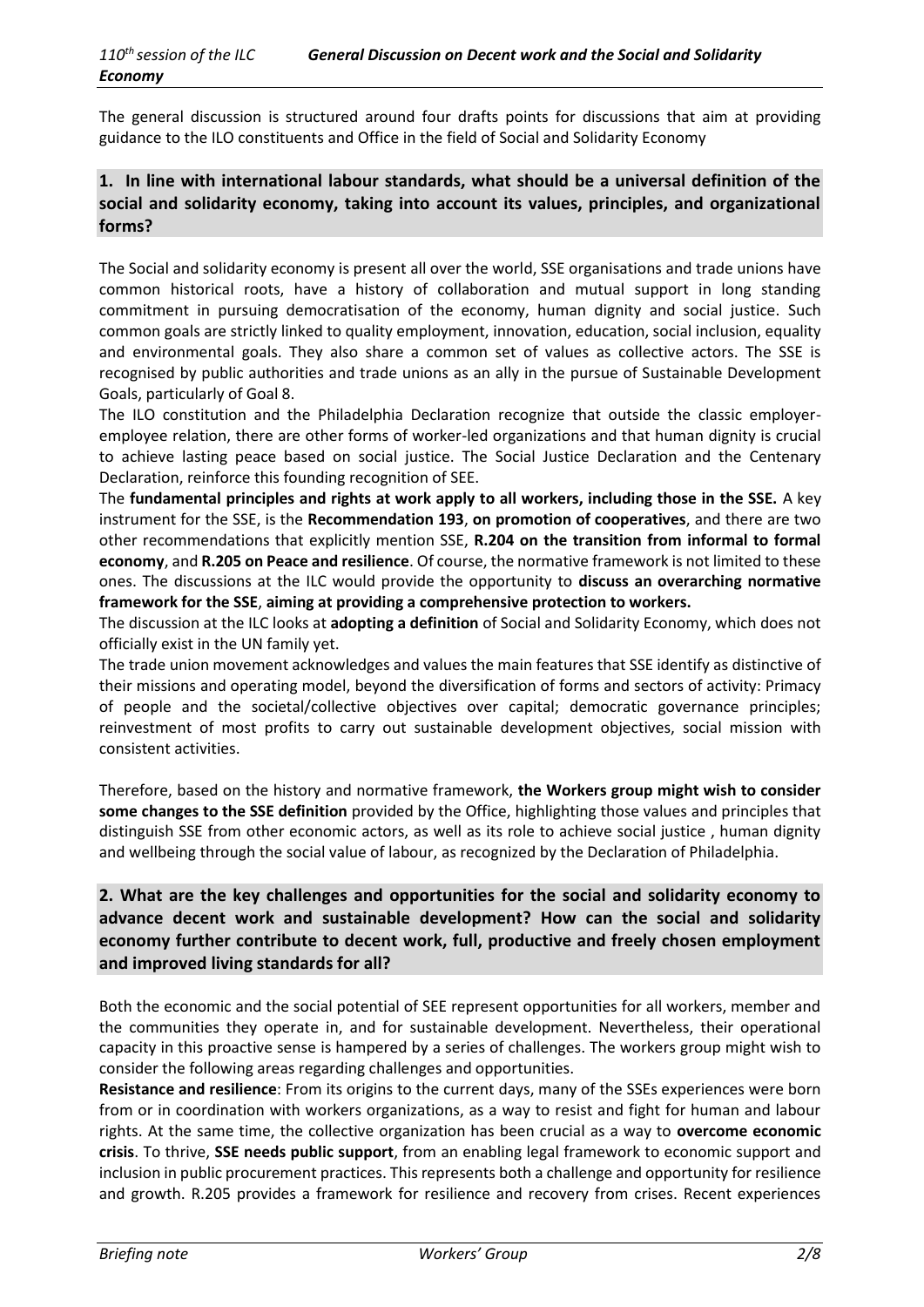The general discussion is structured around four drafts points for discussions that aim at providing guidance to the ILO constituents and Office in the field of Social and Solidarity Economy

## 1. In line with international labour standards, what should be a universal definition of the social and solidarity economy, taking into account its values, principles, and organizational forms?

The Social and solidarity economy is present all over the world, SSE organisations and trade unions have common historical roots, have a history of collaboration and mutual support in long standing commitment in pursuing democratisation of the economy, human dignity and social justice. Such common goals are strictly linked to quality employment, innovation, education, social inclusion, equality and environmental goals. They also share a common set of values as collective actors. The SSE is recognised by public authorities and trade unions as an ally in the pursue of Sustainable Development Goals, particularly of Goal 8.

The ILO constitution and the Philadelphia Declaration recognize that outside the classic employer-employee relation, there are other forms of worker-led organizations and that human dignity is crucial to achieve lasting peace based on social justice. The Social Justice Declaration and the Centenary Declaration, reinforce this founding recognition of SEE.

The **fundamental principles and rights at work apply to all workers, including those in the SSE.** A key instrument for the SSE, is the **Recommendation 193**, **on promotion of cooperatives**, and there are two other recommendations that explicitly mention SSE, **R.204 on the transition from informal to formal economy**, and **R.205 on Peace and resilience**. Of course, the normative framework is not limited to these ones. The discussions at the ILC would provide the opportunity to **discuss an overarching normative framework for the SSE**, **aiming at providing a comprehensive protection to workers.**

The discussion at the ILC looks at **adopting a definition** of Social and Solidarity Economy, which does not officially exist in the UN family yet.

The trade union movement acknowledges and values the main features that SSE identify as distinctive of their missions and operating model, beyond the diversification of forms and sectors of activity: Primacy of people and the societal/collective objectives over capital; democratic governance principles; reinvestment of most profits to carry out sustainable development objectives, social mission with consistent activities.

Therefore, based on the history and normative framework, **the Workers group might wish to consider some changes to the SSE definition** provided by the Office, highlighting those values and principles that distinguish SSE from other economic actors, as well as its role to achieve social justice , human dignity and wellbeing through the social value of labour, as recognized by the Declaration of Philadelphia.

## 2. What are the key challenges and opportunities for the social and solidarity economy to advance decent work and sustainable development? How can the social and solidarity economy further contribute to decent work, full, productive and freely chosen employment and improved living standards for all?

Both the economic and the social potential of SEE represent opportunities for all workers, member and the communities they operate in, and for sustainable development. Nevertheless, their operational capacity in this proactive sense is hampered by a series of challenges. The workers group might wish to consider the following areas regarding challenges and opportunities.

**Resistance and resilience**: From its origins to the current days, many of the SSEs experiences were born from or in coordination with workers organizations, as a way to resist and fight for human and labour rights. At the same time, the collective organization has been crucial as a way to **overcome economic crisis**. To thrive, **SSE needs public support**, from an enabling legal framework to economic support and inclusion in public procurement practices. This represents both a challenge and opportunity for resilience and growth. R.205 provides a framework for resilience and recovery from crises. Recent experiences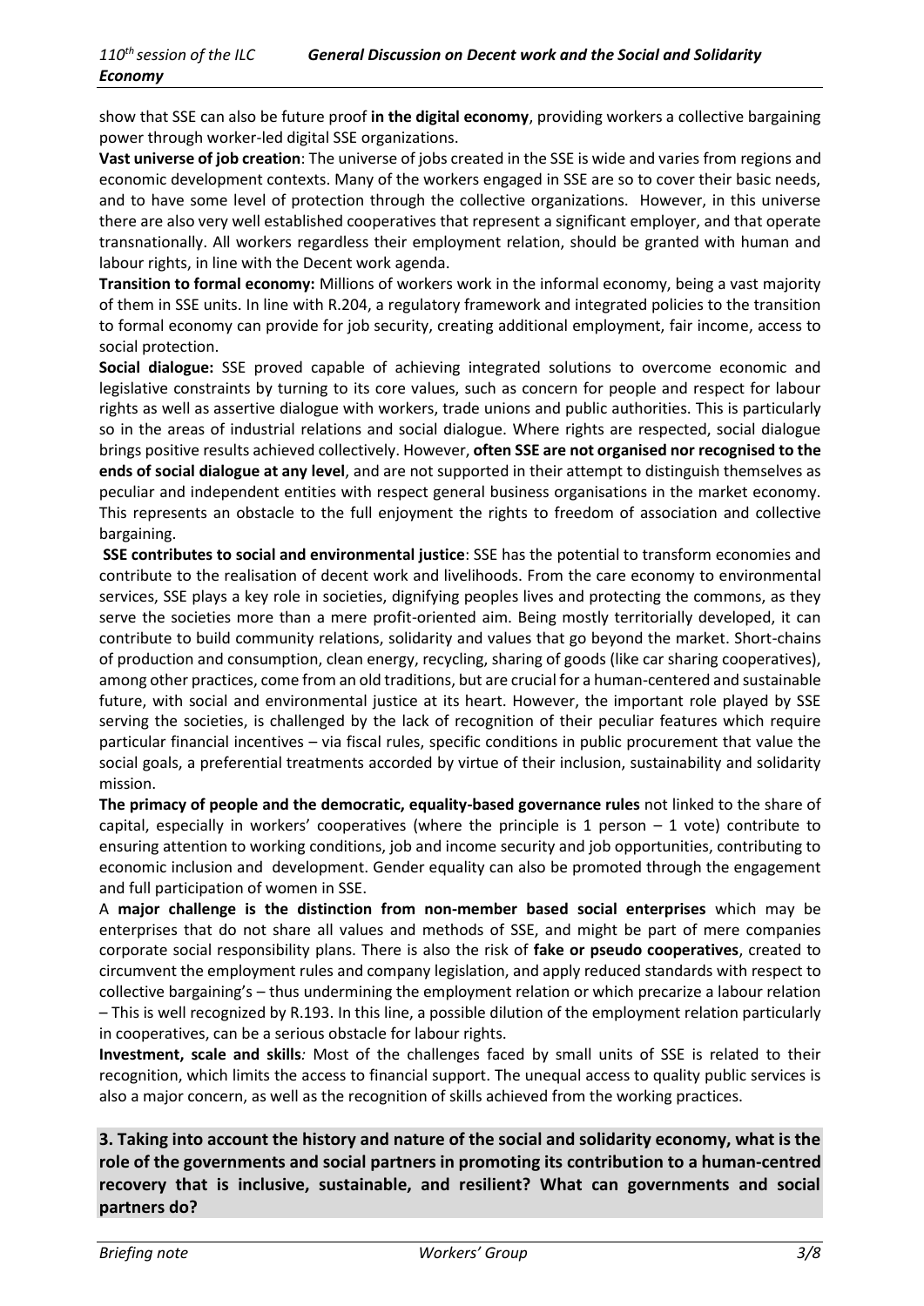show that SSE can also be future proof **in the digital economy**, providing workers a collective bargaining power through worker-led digital SSE organizations.

**Vast universe of job creation**: The universe of jobs created in the SSE is wide and varies from regions and economic development contexts. Many of the workers engaged in SSE are so to cover their basic needs, and to have some level of protection through the collective organizations. However, in this universe there are also very well established cooperatives that represent a significant employer, and that operate transnationally. All workers regardless their employment relation, should be granted with human and labour rights, in line with the Decent work agenda.

**Transition to formal economy:** Millions of workers work in the informal economy, being a vast majority of them in SSE units. In line with R.204, a regulatory framework and integrated policies to the transition to formal economy can provide for job security, creating additional employment, fair income, access to social protection.

**Social dialogue:** SSE proved capable of achieving integrated solutions to overcome economic and legislative constraints by turning to its core values, such as concern for people and respect for labour rights as well as assertive dialogue with workers, trade unions and public authorities. This is particularly so in the areas of industrial relations and social dialogue. Where rights are respected, social dialogue brings positive results achieved collectively. However, **often SSE are not organised nor recognised to the ends of social dialogue at any level**, and are not supported in their attempt to distinguish themselves as peculiar and independent entities with respect general business organisations in the market economy. This represents an obstacle to the full enjoyment the rights to freedom of association and collective bargaining.

**SSE contributes to social and environmental justice**: SSE has the potential to transform economies and contribute to the realisation of decent work and livelihoods. From the care economy to environmental services, SSE plays a key role in societies, dignifying peoples lives and protecting the commons, as they serve the societies more than a mere profit-oriented aim. Being mostly territorially developed, it can contribute to build community relations, solidarity and values that go beyond the market. Short-chains of production and consumption, clean energy, recycling, sharing of goods (like car sharing cooperatives), among other practices, come from an old traditions, but are crucial for a human-centered and sustainable future, with social and environmental justice at its heart. However, the important role played by SSE serving the societies, is challenged by the lack of recognition of their peculiar features which require particular financial incentives – via fiscal rules, specific conditions in public procurement that value the social goals, a preferential treatments accorded by virtue of their inclusion, sustainability and solidarity mission.

**The primacy of people and the democratic, equality-based governance rules** not linked to the share of capital, especially in workers' cooperatives (where the principle is 1 person – 1 vote) contribute to ensuring attention to working conditions, job and income security and job opportunities, contributing to economic inclusion and development. Gender equality can also be promoted through the engagement and full participation of women in SSE.

A **major challenge is the distinction from non-member based social enterprises** which may be enterprises that do not share all values and methods of SSE, and might be part of mere companies corporate social responsibility plans. There is also the risk of **fake or pseudo cooperatives**, created to circumvent the employment rules and company legislation, and apply reduced standards with respect to collective bargaining's – thus undermining the employment relation or which precarize a labour relation – This is well recognized by R.193. In this line, a possible dilution of the employment relation particularly in cooperatives, can be a serious obstacle for labour rights.

**Investment, scale and skills***:* Most of the challenges faced by small units of SSE is related to their recognition, which limits the access to financial support. The unequal access to quality public services is also a major concern, as well as the recognition of skills achieved from the working practices.

## 3. Taking into account the history and nature of the social and solidarity economy, what is the role of the governments and social partners in promoting its contribution to a human-centred recovery that is inclusive, sustainable, and resilient? What can governments and social partners do?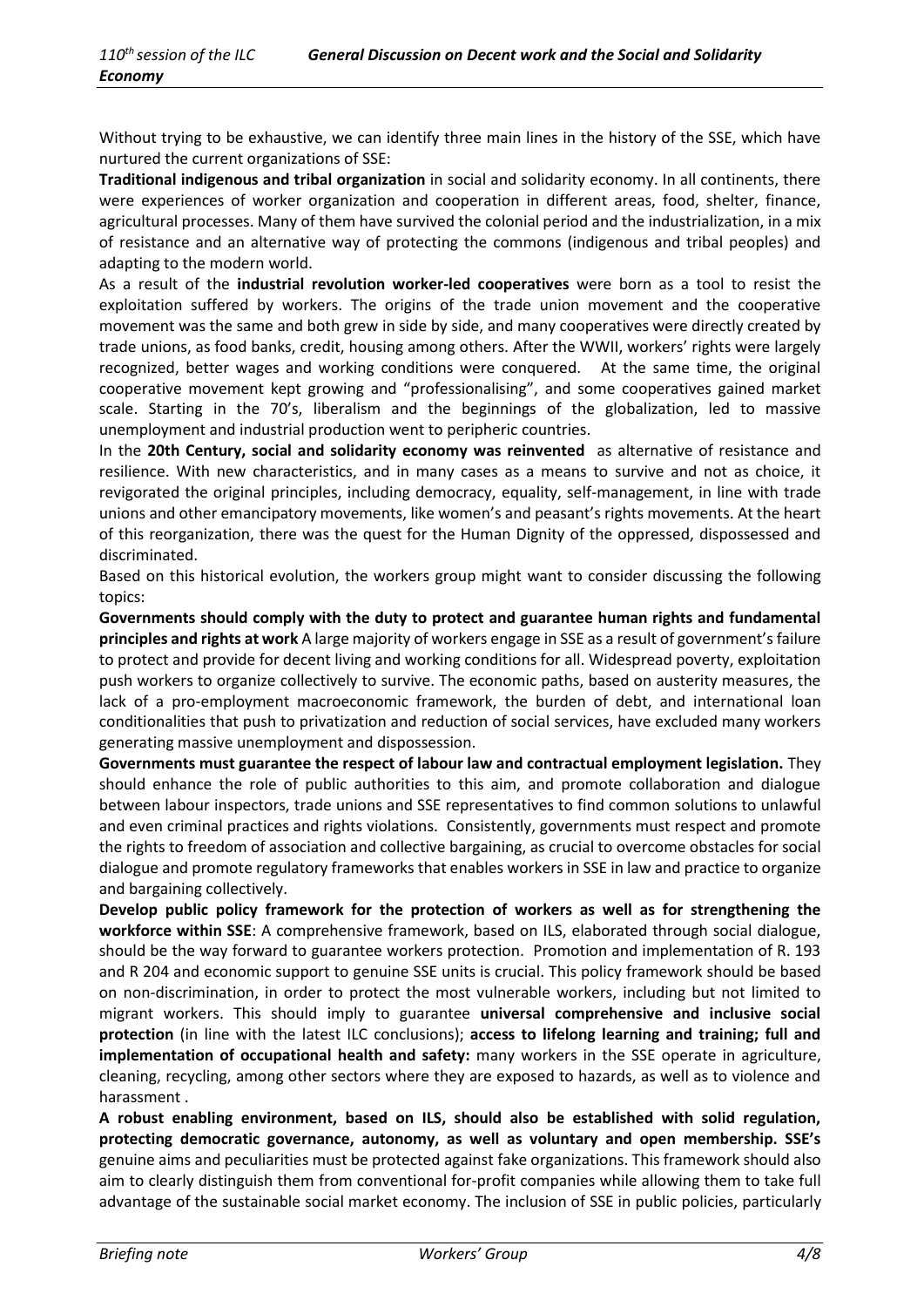Without trying to be exhaustive, we can identify three main lines in the history of the SSE, which have nurtured the current organizations of SSE:

**Traditional indigenous and tribal organization** in social and solidarity economy. In all continents, there were experiences of worker organization and cooperation in different areas, food, shelter, finance, agricultural processes. Many of them have survived the colonial period and the industrialization, in a mix of resistance and an alternative way of protecting the commons (indigenous and tribal peoples) and adapting to the modern world.

As a result of the **industrial revolution worker-led cooperatives** were born as a tool to resist the exploitation suffered by workers. The origins of the trade union movement and the cooperative movement was the same and both grew in side by side, and many cooperatives were directly created by trade unions, as food banks, credit, housing among others. After the WWII, workers' rights were largely recognized, better wages and working conditions were conquered. At the same time, the original cooperative movement kept growing and "professionalising", and some cooperatives gained market scale. Starting in the 70's, liberalism and the beginnings of the globalization, led to massive unemployment and industrial production went to peripheric countries.

In the **20th Century, social and solidarity economy was reinvented** as alternative of resistance and resilience. With new characteristics, and in many cases as a means to survive and not as choice, it revigorated the original principles, including democracy, equality, self-management, in line with trade unions and other emancipatory movements, like women's and peasant's rights movements. At the heart of this reorganization, there was the quest for the Human Dignity of the oppressed, dispossessed and discriminated.

Based on this historical evolution, the workers group might want to consider discussing the following topics:

**Governments should comply with the duty to protect and guarantee human rights and fundamental principles and rights at work** A large majority of workers engage in SSE as a result of government's failure to protect and provide for decent living and working conditions for all. Widespread poverty, exploitation push workers to organize collectively to survive. The economic paths, based on austerity measures, the lack of a pro-employment macroeconomic framework, the burden of debt, and international loan conditionalities that push to privatization and reduction of social services, have excluded many workers generating massive unemployment and dispossession.

**Governments must guarantee the respect of labour law and contractual employment legislation.** They should enhance the role of public authorities to this aim, and promote collaboration and dialogue between labour inspectors, trade unions and SSE representatives to find common solutions to unlawful and even criminal practices and rights violations. Consistently, governments must respect and promote the rights to freedom of association and collective bargaining, as crucial to overcome obstacles for social dialogue and promote regulatory frameworks that enables workers in SSE in law and practice to organize and bargaining collectively.

**Develop public policy framework for the protection of workers as well as for strengthening the workforce within SSE**: A comprehensive framework, based on ILS, elaborated through social dialogue, should be the way forward to guarantee workers protection. Promotion and implementation of R. 193 and R 204 and economic support to genuine SSE units is crucial. This policy framework should be based on non-discrimination, in order to protect the most vulnerable workers, including but not limited to migrant workers. This should imply to guarantee **universal comprehensive and inclusive social protection** (in line with the latest ILC conclusions); **access to lifelong learning and training; full and implementation of occupational health and safety:** many workers in the SSE operate in agriculture, cleaning, recycling, among other sectors where they are exposed to hazards, as well as to violence and harassment .

**A robust enabling environment, based on ILS, should also be established with solid regulation, protecting democratic governance, autonomy, as well as voluntary and open membership. SSE's** genuine aims and peculiarities must be protected against fake organizations. This framework should also aim to clearly distinguish them from conventional for-profit companies while allowing them to take full advantage of the sustainable social market economy. The inclusion of SSE in public policies, particularly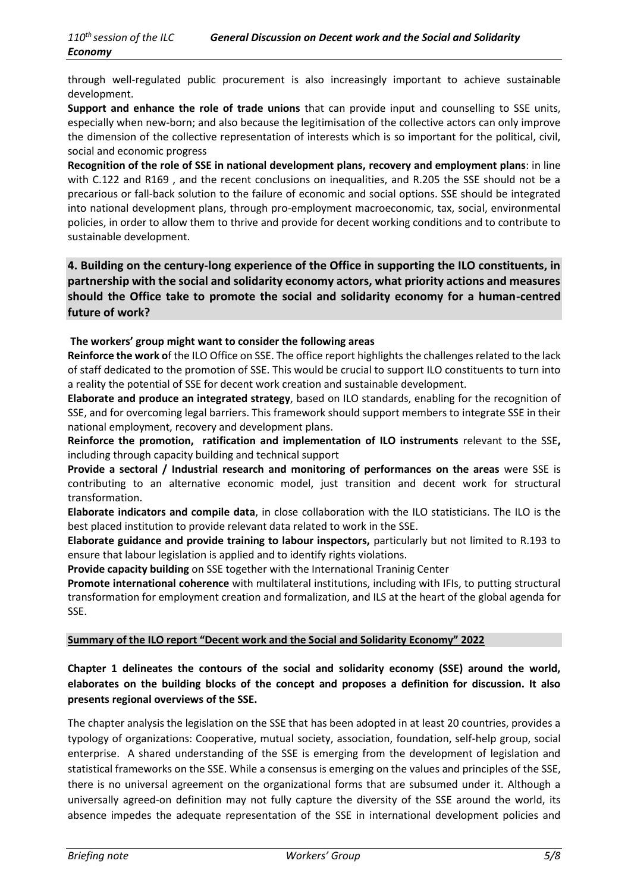through well-regulated public procurement is also increasingly important to achieve sustainable development.

**Support and enhance the role of trade unions** that can provide input and counselling to SSE units, especially when new-born; and also because the legitimisation of the collective actors can only improve the dimension of the collective representation of interests which is so important for the political, civil, social and economic progress

**Recognition of the role of SSE in national development plans, recovery and employment plans**: in line with C.122 and R169 , and the recent conclusions on inequalities, and R.205 the SSE should not be a precarious or fall-back solution to the failure of economic and social options. SSE should be integrated into national development plans, through pro-employment macroeconomic, tax, social, environmental policies, in order to allow them to thrive and provide for decent working conditions and to contribute to sustainable development.

## 4. Building on the century-long experience of the Office in supporting the ILO constituents, in partnership with the social and solidarity economy actors, what priority actions and measures should the Office take to promote the social and solidarity economy for a human-centred future of work?

**The workers' group might want to consider the following areas**

**Reinforce the work o**f the ILO Office on SSE. The office report highlights the challenges related to the lack of staff dedicated to the promotion of SSE. This would be crucial to support ILO constituents to turn into a reality the potential of SSE for decent work creation and sustainable development.

**Elaborate and produce an integrated strategy**, based on ILO standards, enabling for the recognition of SSE, and for overcoming legal barriers. This framework should support members to integrate SSE in their national employment, recovery and development plans.

**Reinforce the promotion, ratification and implementation of ILO instruments** relevant to the SSE**,** including through capacity building and technical support

**Provide a sectoral / Industrial research and monitoring of performances on the areas** were SSE is contributing to an alternative economic model, just transition and decent work for structural transformation.

**Elaborate indicators and compile data**, in close collaboration with the ILO statisticians. The ILO is the best placed institution to provide relevant data related to work in the SSE.

**Elaborate guidance and provide training to labour inspectors,** particularly but not limited to R.193 to ensure that labour legislation is applied and to identify rights violations.

**Provide capacity building** on SSE together with the International Traninig Center

**Promote international coherence** with multilateral institutions, including with IFIs, to putting structural transformation for employment creation and formalization, and ILS at the heart of the global agenda for SSE.

## Summary of the ILO report "Decent work and the Social and Solidarity Economy" 2022

**Chapter 1 delineates the contours of the social and solidarity economy (SSE) around the world, elaborates on the building blocks of the concept and proposes a definition for discussion. It also presents regional overviews of the SSE.**

The chapter analysis the legislation on the SSE that has been adopted in at least 20 countries, provides a typology of organizations: Cooperative, mutual society, association, foundation, self-help group, social enterprise. A shared understanding of the SSE is emerging from the development of legislation and statistical frameworks on the SSE. While a consensus is emerging on the values and principles of the SSE, there is no universal agreement on the organizational forms that are subsumed under it. Although a universally agreed-on definition may not fully capture the diversity of the SSE around the world, its absence impedes the adequate representation of the SSE in international development policies and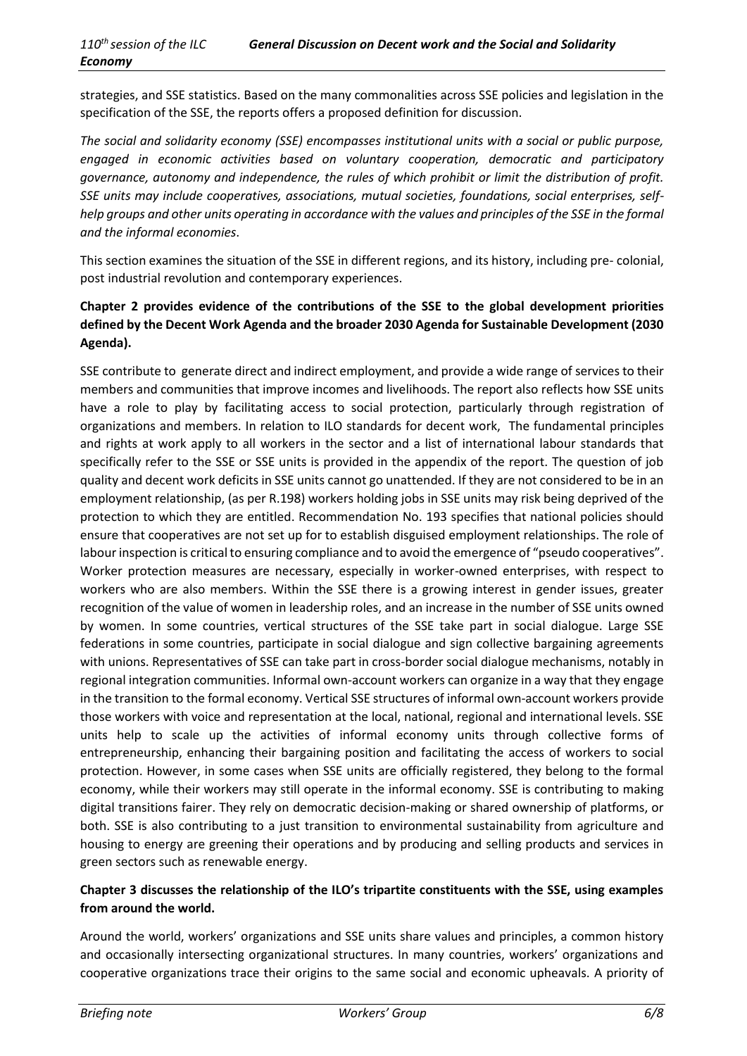strategies, and SSE statistics. Based on the many commonalities across SSE policies and legislation in the specification of the SSE, the reports offers a proposed definition for discussion.

*The social and solidarity economy (SSE) encompasses institutional units with a social or public purpose, engaged in economic activities based on voluntary cooperation, democratic and participatory governance, autonomy and independence, the rules of which prohibit or limit the distribution of profit. SSE units may include cooperatives, associations, mutual societies, foundations, social enterprises, self-help groups and other units operating in accordance with the values and principles of the SSE in the formal and the informal economies*.

This section examines the situation of the SSE in different regions, and its history, including pre- colonial, post industrial revolution and contemporary experiences.

**Chapter 2 provides evidence of the contributions of the SSE to the global development priorities defined by the Decent Work Agenda and the broader 2030 Agenda for Sustainable Development (2030 Agenda).**

SSE contribute to generate direct and indirect employment, and provide a wide range of services to their members and communities that improve incomes and livelihoods. The report also reflects how SSE units have a role to play by facilitating access to social protection, particularly through registration of organizations and members. In relation to ILO standards for decent work, The fundamental principles and rights at work apply to all workers in the sector and a list of international labour standards that specifically refer to the SSE or SSE units is provided in the appendix of the report. The question of job quality and decent work deficits in SSE units cannot go unattended. If they are not considered to be in an employment relationship, (as per R.198) workers holding jobs in SSE units may risk being deprived of the protection to which they are entitled. Recommendation No. 193 specifies that national policies should ensure that cooperatives are not set up for to establish disguised employment relationships. The role of labour inspection is critical to ensuring compliance and to avoid the emergence of "pseudo cooperatives". Worker protection measures are necessary, especially in worker-owned enterprises, with respect to workers who are also members. Within the SSE there is a growing interest in gender issues, greater recognition of the value of women in leadership roles, and an increase in the number of SSE units owned by women. In some countries, vertical structures of the SSE take part in social dialogue. Large SSE federations in some countries, participate in social dialogue and sign collective bargaining agreements with unions. Representatives of SSE can take part in cross-border social dialogue mechanisms, notably in regional integration communities. Informal own-account workers can organize in a way that they engage in the transition to the formal economy. Vertical SSE structures of informal own-account workers provide those workers with voice and representation at the local, national, regional and international levels. SSE units help to scale up the activities of informal economy units through collective forms of entrepreneurship, enhancing their bargaining position and facilitating the access of workers to social protection. However, in some cases when SSE units are officially registered, they belong to the formal economy, while their workers may still operate in the informal economy. SSE is contributing to making digital transitions fairer. They rely on democratic decision-making or shared ownership of platforms, or both. SSE is also contributing to a just transition to environmental sustainability from agriculture and housing to energy are greening their operations and by producing and selling products and services in green sectors such as renewable energy.

**Chapter 3 discusses the relationship of the ILO's tripartite constituents with the SSE, using examples from around the world.**

Around the world, workers' organizations and SSE units share values and principles, a common history and occasionally intersecting organizational structures. In many countries, workers' organizations and cooperative organizations trace their origins to the same social and economic upheavals. A priority of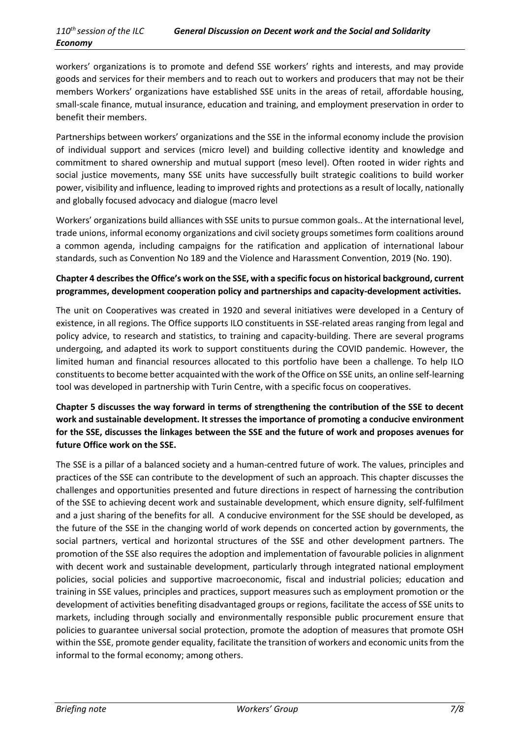workers' organizations is to promote and defend SSE workers' rights and interests, and may provide goods and services for their members and to reach out to workers and producers that may not be their members Workers' organizations have established SSE units in the areas of retail, affordable housing, small-scale finance, mutual insurance, education and training, and employment preservation in order to benefit their members.

Partnerships between workers' organizations and the SSE in the informal economy include the provision of individual support and services (micro level) and building collective identity and knowledge and commitment to shared ownership and mutual support (meso level). Often rooted in wider rights and social justice movements, many SSE units have successfully built strategic coalitions to build worker power, visibility and influence, leading to improved rights and protections as a result of locally, nationally and globally focused advocacy and dialogue (macro level

Workers' organizations build alliances with SSE units to pursue common goals.. At the international level, trade unions, informal economy organizations and civil society groups sometimes form coalitions around a common agenda, including campaigns for the ratification and application of international labour standards, such as Convention No 189 and the Violence and Harassment Convention, 2019 (No. 190).

**Chapter 4 describes the Office's work on the SSE, with a specific focus on historical background, current programmes, development cooperation policy and partnerships and capacity-development activities.**

The unit on Cooperatives was created in 1920 and several initiatives were developed in a Century of existence, in all regions. The Office supports ILO constituents in SSE-related areas ranging from legal and policy advice, to research and statistics, to training and capacity-building. There are several programs undergoing, and adapted its work to support constituents during the COVID pandemic. However, the limited human and financial resources allocated to this portfolio have been a challenge. To help ILO constituents to become better acquainted with the work of the Office on SSE units, an online self-learning tool was developed in partnership with Turin Centre, with a specific focus on cooperatives.

**Chapter 5 discusses the way forward in terms of strengthening the contribution of the SSE to decent work and sustainable development. It stresses the importance of promoting a conducive environment for the SSE, discusses the linkages between the SSE and the future of work and proposes avenues for future Office work on the SSE.**

The SSE is a pillar of a balanced society and a human-centred future of work. The values, principles and practices of the SSE can contribute to the development of such an approach. This chapter discusses the challenges and opportunities presented and future directions in respect of harnessing the contribution of the SSE to achieving decent work and sustainable development, which ensure dignity, self-fulfilment and a just sharing of the benefits for all. A conducive environment for the SSE should be developed, as the future of the SSE in the changing world of work depends on concerted action by governments, the social partners, vertical and horizontal structures of the SSE and other development partners. The promotion of the SSE also requires the adoption and implementation of favourable policies in alignment with decent work and sustainable development, particularly through integrated national employment policies, social policies and supportive macroeconomic, fiscal and industrial policies; education and training in SSE values, principles and practices, support measures such as employment promotion or the development of activities benefiting disadvantaged groups or regions, facilitate the access of SSE units to markets, including through socially and environmentally responsible public procurement ensure that policies to guarantee universal social protection, promote the adoption of measures that promote OSH within the SSE, promote gender equality, facilitate the transition of workers and economic units from the informal to the formal economy; among others.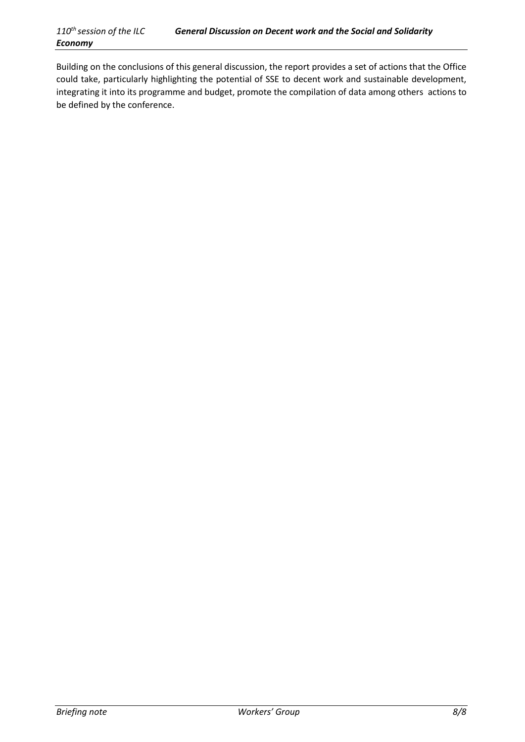Building on the conclusions of this general discussion, the report provides a set of actions that the Office could take, particularly highlighting the potential of SSE to decent work and sustainable development, integrating it into its programme and budget, promote the compilation of data among others actions to be defined by the conference.